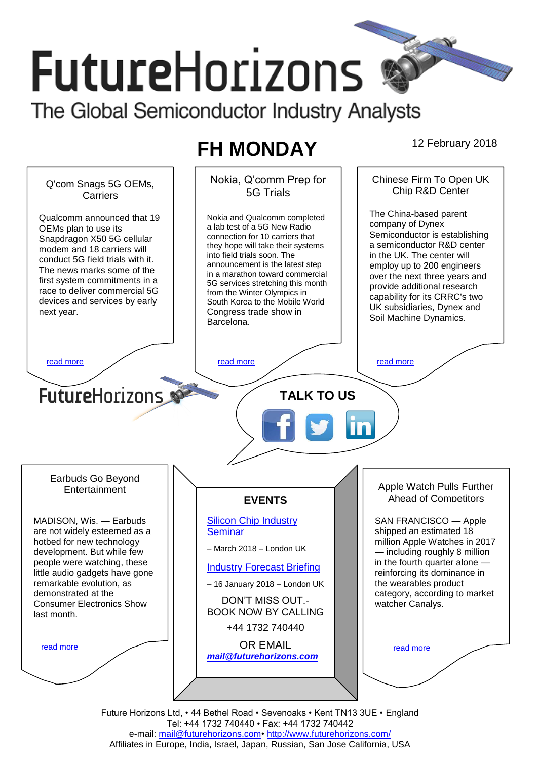# FutureHorizons

The Global Semiconductor Industry Analysts

## FH MONDAY

12 February 2018

### Q'com Snags 5G OEMs, Carriers

Qualcomm announced that 19 OEMs plan to use its Snapdragon X50 5G cellular modem and 18 carriers will conduct 5G field trials with it. The news marks some of the first system commitments in a race to deliver commercial 5G devices and services by early next year.

read more

### Nokia, Q'comm Prep for 5G Trials

Nokia and Qualcomm completed a lab test of a 5G New Radio connection for 10 carriers that they hope will take their systems into field trials soon. The announcement is the latest step in a marathon toward commercial 5G services stretching this month from the Winter Olympics in South Korea to the Mobile World Congress trade show in Barcelona.

read more

### Chinese Firm To Open UK Chip R&D Center

The China-based parent company of Dynex Semiconductor is establishing a semiconductor R&D center in the UK. The center will employ up to 200 engineers over the next three years and provide additional research capability for its CRRC's two UK subsidiaries, Dynex and Soil Machine Dynamics.

read more

FutureHorizons

TALK TO US

### Earbuds Go Beyond Entertainment

MADISON, Wis. — Earbuds are not widely esteemed as a hotbed for new technology development. But while few people were watching, these little audio gadgets have gone remarkable evolution, as demonstrated at the Consumer Electronics Show last month.

read more

### EVENTS

Silicon Chip Industry Seminar

– March 2018 – London UK

Industry Forecast Briefing

– 16 January 2018 – London UK

DON'T MISS OUT.- BOOK NOW BY CALLING

+44 1732 740440

OR EMAIL

***mail@futurehorizons.com***

### Apple Watch Pulls Further Ahead of Competitors

SAN FRANCISCO — Apple shipped an estimated 18 million Apple Watches in 2017 — including roughly 8 million in the fourth quarter alone — reinforcing its dominance in the wearables product category, according to market watcher Canalys.

read more

Future Horizons Ltd, • 44 Bethel Road • Sevenoaks • Kent TN13 3UE • England
Tel: +44 1732 740440 • Fax: +44 1732 740442
e-mail: mail@futurehorizons.com• http://www.futurehorizons.com/
Affiliates in Europe, India, Israel, Japan, Russian, San Jose California, USA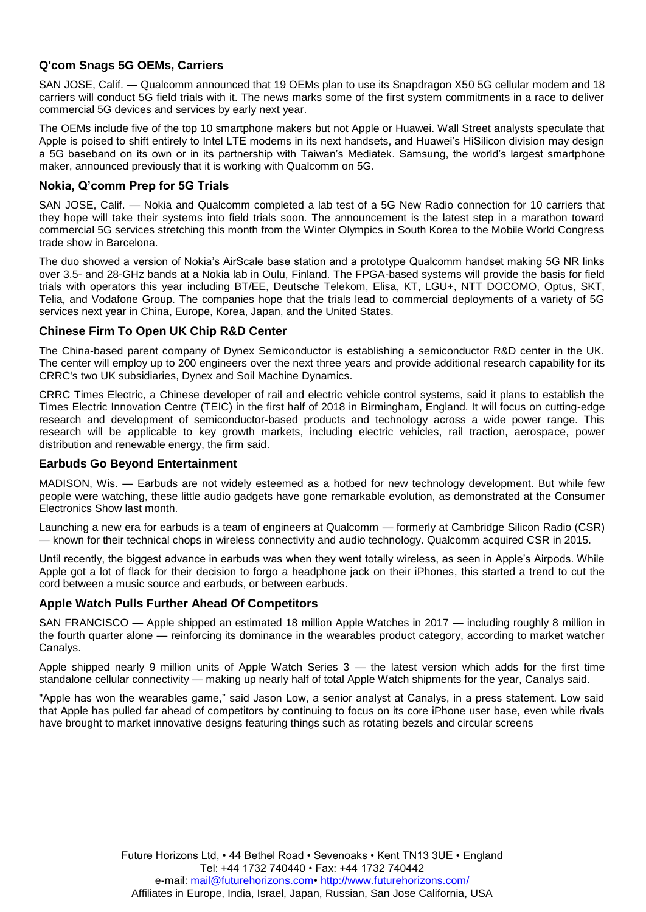### Q'com Snags 5G OEMs, Carriers

SAN JOSE, Calif. — Qualcomm announced that 19 OEMs plan to use its Snapdragon X50 5G cellular modem and 18 carriers will conduct 5G field trials with it. The news marks some of the first system commitments in a race to deliver commercial 5G devices and services by early next year.

The OEMs include five of the top 10 smartphone makers but not Apple or Huawei. Wall Street analysts speculate that Apple is poised to shift entirely to Intel LTE modems in its next handsets, and Huawei's HiSilicon division may design a 5G baseband on its own or in its partnership with Taiwan's Mediatek. Samsung, the world's largest smartphone maker, announced previously that it is working with Qualcomm on 5G.

### Nokia, Q'comm Prep for 5G Trials

SAN JOSE, Calif. — Nokia and Qualcomm completed a lab test of a 5G New Radio connection for 10 carriers that they hope will take their systems into field trials soon. The announcement is the latest step in a marathon toward commercial 5G services stretching this month from the Winter Olympics in South Korea to the Mobile World Congress trade show in Barcelona.

The duo showed a version of Nokia's AirScale base station and a prototype Qualcomm handset making 5G NR links over 3.5- and 28-GHz bands at a Nokia lab in Oulu, Finland. The FPGA-based systems will provide the basis for field trials with operators this year including BT/EE, Deutsche Telekom, Elisa, KT, LGU+, NTT DOCOMO, Optus, SKT, Telia, and Vodafone Group. The companies hope that the trials lead to commercial deployments of a variety of 5G services next year in China, Europe, Korea, Japan, and the United States.

### Chinese Firm To Open UK Chip R&D Center

The China-based parent company of Dynex Semiconductor is establishing a semiconductor R&D center in the UK. The center will employ up to 200 engineers over the next three years and provide additional research capability for its CRRC's two UK subsidiaries, Dynex and Soil Machine Dynamics.

CRRC Times Electric, a Chinese developer of rail and electric vehicle control systems, said it plans to establish the Times Electric Innovation Centre (TEIC) in the first half of 2018 in Birmingham, England. It will focus on cutting-edge research and development of semiconductor-based products and technology across a wide power range. This research will be applicable to key growth markets, including electric vehicles, rail traction, aerospace, power distribution and renewable energy, the firm said.

### Earbuds Go Beyond Entertainment

MADISON, Wis. — Earbuds are not widely esteemed as a hotbed for new technology development. But while few people were watching, these little audio gadgets have gone remarkable evolution, as demonstrated at the Consumer Electronics Show last month.

Launching a new era for earbuds is a team of engineers at Qualcomm — formerly at Cambridge Silicon Radio (CSR) — known for their technical chops in wireless connectivity and audio technology. Qualcomm acquired CSR in 2015.

Until recently, the biggest advance in earbuds was when they went totally wireless, as seen in Apple's Airpods. While Apple got a lot of flack for their decision to forgo a headphone jack on their iPhones, this started a trend to cut the cord between a music source and earbuds, or between earbuds.

### Apple Watch Pulls Further Ahead Of Competitors

SAN FRANCISCO — Apple shipped an estimated 18 million Apple Watches in 2017 — including roughly 8 million in the fourth quarter alone — reinforcing its dominance in the wearables product category, according to market watcher Canalys.

Apple shipped nearly 9 million units of Apple Watch Series 3 — the latest version which adds for the first time standalone cellular connectivity — making up nearly half of total Apple Watch shipments for the year, Canalys said.

"Apple has won the wearables game," said Jason Low, a senior analyst at Canalys, in a press statement. Low said that Apple has pulled far ahead of competitors by continuing to focus on its core iPhone user base, even while rivals have brought to market innovative designs featuring things such as rotating bezels and circular screens

Future Horizons Ltd, • 44 Bethel Road • Sevenoaks • Kent TN13 3UE • England
Tel: +44 1732 740440 • Fax: +44 1732 740442
e-mail: mail@futurehorizons.com• http://www.futurehorizons.com/
Affiliates in Europe, India, Israel, Japan, Russian, San Jose California, USA